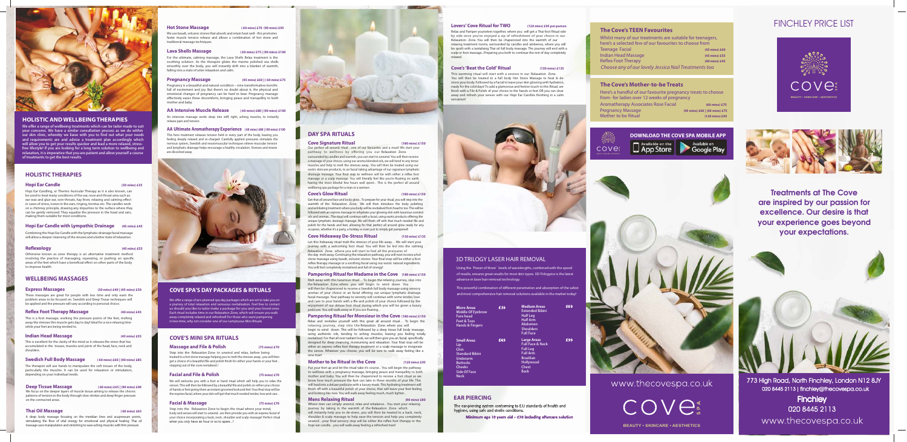## HOLISTIC AND WELLBEING THERAPIES

We offer a range of wellbeing treatments which can be tailor-made to suit your concerns. We have a similar consultation process as we do within our skin clinic, whereby we liaise with you to find out what your needs and requirements are and advise a treatment plan accordingly which will allow you to get your results quicker and lead a more relaxed, stress-free lifestyle! If you are looking for a long term solution to wellbeing and relaxation, it is imperative that you are patient and allow yourself a course of treatments to get the best results.

## HOLISTIC THERAPIES

### Hopi Ear Candle (30 mins) £35

Hopi Ear Candling, or Thermo Auricular Therapy as it is also known, can be used to treat many conditions of the ear, nose and throat area such as: ear wax and glue ear, sore throats, hay fever, relaxing and calming effect in cases of stress, noises in the ears, ringing, tinnitus etc. The candles work on a chimney principle, drawing any impurities to the surface where they can be gently removed. They equalise the pressure in the head and ears, making them suitable for most conditions.

### Hopi Ear Candle with Lymphatic Drainage (45 mins) £45

Combining the Hopi Ear Candle with the lymphatic drainage facial massage will allow a deeper cleansing of the sinuses and a better state of relaxation.

### Reflexology (45 mins) £55

Otherwise known as zone therapy is an alternative treatment method involving the practice of massaging, squeezing, or pushing on specific areas of the feet which have a beneficial effect on other parts of the body to improve health.

## WELLBEING MASSAGES

### Express Massages (30 mins) £40 | (45 mins) £50

These massages are great for people with less time and only want the problem areas to be focused on. Swedish and Deep Tissue techniques will be applied and the pressure will vary according to personal choice.

### Reflex Foot Therapy Massage (40 mins) £45

This is a foot massage, working the pressure points of the feet, melting away the stresses this muscle gets day to day! Ideal for a nice relaxing time while your feet are being tended to.

### Indian Head Massage (45 mins) £55

This is excellent for the clarity of the mind as it releases the stress that has accumulated in the tissues, muscles and joints of the head, face, neck and shoulders.

### Swedish Full Body Massage (60 mins) £60 | (90 mins) £85

The therapist will use hands to manipulate the soft tissues of the body, particularly the muscles. It can be used for relaxation or stimulation, depending on your individual needs.

### Deep Tissue Massage (60 mins) £65 | (90 mins) £90

We focus on the deeper layers of muscle tissue aiming to release the chronic patterns of tension in the body through slow strokes and deep finger pressure on the contracted areas.

### Thai Oil Massage (60 mins) £65

A deep body massage focusing on the meridian lines and acupressure points, stimulating the flow of vital energy for emotional and physical healing. Thai oil massage uses manipulation and stretching to ease aching muscles with firm pressure.

### Hot Stone Massage (60 mins) £70 | (90 mins) £95

We use basalt, volcanic stones that absorb and retain heat well - this promotes faster muscle tension release and allows a combination of hot stone and traditional massage techniques.

### Lava Shells Massage (60 mins) £75 | (90 mins) £100

For the ultimate, calming massage, the Lava Shells Relax treatment is the soothing solution. As the therapist glides the marine polished sea shells smoothly over the body, you will instantly drift into a blanket of warmth, falling into a state of utter relaxation and calm.

### Pregnancy Massage (45 mins) £60 | (60 mins) £75

Pregnancy is a beautiful and natural condition – nine transformative months full of excitement and joy. But there's no doubt about it, the physical and emotional changes of pregnancy can be hard to bear. Pregnancy massage effectively eases these discomforts, bringing peace and tranquillity to both mother and baby.

### AA Intensive Muscle Release (60 mins) £80 | (90 mins) £100

An intensive massage works deep into stiff, tight, aching muscles, to instantly release pain and tension

### AA Ultimate Aromatherapy Experience (60 mins) £80 | (90 mins) £100

The two treatment release tension held in every part of the body, leaving you feeling deeply relaxed and re-charged. Carefully applied pressures stimulate the nervous system. Swedish and neuromuscular techniques relieve muscular tension and lymphatic drainage helps encourage a healthy circulation. Stresses and strains are dissolved away.

## COVE SPA'S DAY PACKAGES & RITUALS

We offer a range of pre-planned spa day packages which are set to take you on a journey of total relaxation and sensuous revitalisation. Feel free to contact us should you like to tailor make a package for you and your loved ones. Each ritual includes time in our Relaxation Zone, which will ensure you walk away completely relaxed and refreshed! For those who want pampering in less time, why not consider one of our sumptuous Mini Rituals.

## COVE'S MINI SPA RITUALS

### Massage and File & Polish (75 mins) £70

Step into the Relaxation Zone to unwind and relax, before being treated to a hot stone massage helping you to melt the stresses away...you will then get a choice of a beautiful file and polish finish for either your hands or your feet... stepping out of the cove revitalised..!

### Facial and File & Polish (75 mins) £70

We will welcome you with a foot or hand ritual which will help you to relax the senses. This will then be followed by a beautiful file and polish on either your choice of hands or feet giving them an instant groomed look and feel. Your final step will be the express facial, where your skin will get that much needed tender, love and care...

### Facial & Massage (75 mins) £70

Step into the Relaxation Zone to begin the ritual where your mind, body and senses will start to unwind...we then provide you with an express facial of your choice incorporating a back, neck, shoulder and scalp massage! Perfect ritual when you only have an hour or so to spare...!

## DAY SPA RITUALS

### Cove Signature Ritual (180 mins) £150

Our perfect all around ritual... one of our favourites and a must! We start your pathway to wellness by offering you our Relaxation Zone surrounded by candles and warmth, you can start to unwind. You will then receive a massage of your choice, using our aroma blended oils, we will tend to any tense muscles and help to melt the stresses away.. You will then be treated using our exotic skincare products, to an facial taking advantage of our signature lymphatic drainage massage. Your final step to wellness will be with either a reflex foot massage or a scalp massage. You will literally feel like you're floating on earth having the most blissful few hours well spent... This is the perfect all around wellbeing spa package for a man or a woman.

### Cove's Glow Ritual (180 mins) £150

Get that all around face and body glow.. To prepare for your ritual, you will step into the warmth of the Relaxation Zone.. We will then introduce the body polishing and exfoliating treatment where you body will be revitalised from head to toe. This will be followed with an express massage to rehydrate your glowing skin with luxurious scented oils and aromas.. The ritual will continue with a facial, using exotic products offering the unique lymphatic drainage massage. We will finish off with that much needed file and polish for the hands and feet, allowing for that perfect all around glow ready for any occasion, whether it's a party, a holiday or even just to simply get pampered!

### Cove Hideaway De-Stress Ritual (150 mins) £135

Let this hideaway ritual melt the stresses of your life away.. . We will start your journey with a welcoming foot ritual. You will then be led into the calming Relaxation Zone where you will start to feel all the pressures of the day melt away. Continuing the relaxation pathway, you will next receive a hot stone massage using basalt, volcanic stones. Your final stop will be either a foot reflex therapy massage or a soothing facial using our exotic natural ingredients. You will feel completely revitalised and full of energy!

### Pampering Ritual for Madame in the Cove (180 mins) £150

Melt away with this luxurious ritual.... To begin the relaxing journey, step into the Relaxation Zone where you will begin to wind down. You will then be chaperoned to receive a Swedish full body massage using sensory aromas of your choice or an facial offering our unique lymphatic drainage facial massage. Your pathway to serenity will continue with some tender, love and care to your hands with a file and polish of your choice followed by the enjoyment of our deluxe foot ritual during which you will be given a luxury pedicure. You will walk away as if you are floating...

### Pampering Ritual for Monsieur in the Cove (180 mins) £150

Relax and revitalise yourself with this great all around ritual... To begin the relaxing journey, step into the Relaxation Zone where you will begin to wind down. This will be followed by a deep tissue full body massage, using authentic oils, tending to aching muscles, leaving you feeling totally revitalised. For that all over radiant look, we will then give you an facial, specifically designed for deep cleansing, moisturising and relaxation. Your final stop will be either an express reflex foot therapy treatment or a scalp massage to invigorate the senses. Whatever you choose, you will be sure to walk away feeling like a new man!

### Mother to be Ritual in the Cove (120 mins) £95

Put your feet up and let the ritual take it's course... You will begin the pathway to wellness with a pregnancy massage, bringing peace and tranquillity to both mother and baby. You will then be chaperoned to receive a foot ritual as we know how much pressure the feet can take in these months of your life. This will lead into a deluxe pedicure with a luxury mask. This hydrating treatment will finish off with a beautiful polish of your choice, that will leave your feet feeling and looking like new. You will walk away feeling much, much lighter...

### Mens Relaxing Ritual (90 mins) £80

Where men can simply unwind, relax and rebalance... You start your relaxing journey by relaxing in the warmth of the Relaxation Zone which will instantly help you to de-stress...you will then be treated to a back, neck, shoulder & scalp massage to help ease the tension and help you completely unwind ...your final sensory stop will be either the reflex foot therapy or the hopi ear candle...you will walk away feeling a refreshed man!

### Lovers' Cove Ritual for TWO (120 mins) £95 per person

Relax and Pamper yourselves together, where you will get a Thai foot Ritual side by side once you've enjoyed a sip of refreshment of your choice in our Relaxation Zone. You will then be chaperoned into the warmth of our relaxing treatment rooms, surrounded by candles and ambience, where you will be spoilt with a tantalising Thai oil full body massage. The journey will end with a scalp or foot massage...Preparing you both to continue the rest of day completely relaxed.

### Cove's 'Beat the Cold' Ritual (150 mins) £135

This warming ritual will start with a session in our Relaxation Zone. You will then be treated to a full body Hot Stone Massage to heat & de-stress your body. Followed by a Facial to leave your skin glowing with hydration, ready for the cold days! To add a glamorous and festive touch to this Ritual, we finish with a File & Polish of your choice to the hands or feet OR you can steal away and refresh your senses with our Hopi Ear Candles finishing in a calm sensation!

## 3D TRILOGY LASER HAIR REMOVAL

Using the 'Power of three' levels of wavelengths, combined with the speed of results, ensures great results for most skin types. 3D-Trilogy ice is the latest advance in laser hair removal technology.

This powerful combination of different penetration and absorption of the safest and most comprehensive hair removal solutions available in the market today!

| Micro Areas | £39 | Medium Areas | £69 |
|---|---|---|---|
| Middle Of Eyebrow<br>Fore head<br>Feet & Toes<br>Hands & Fingers | | Extended Bikini<br>Half Leg<br>Half Arm<br>Abdomen<br>Shoulders<br>Full Face | |
| **Small Areas** | **£49** | **Large Areas** | **£99** |
| Lip<br>Chin<br>Standard Bikini<br>Underarm<br>Buttocks<br>Cheeks<br>Side Of Face<br>Neck | | Full Face & Neck<br>Full Leg<br>Full Arm<br>Brazilian<br>Hollywood<br>Chest<br>Back | |

## EAR PIERCING

The ear-piercing system conforming to E.U standards of health and hygiene, using safe and sterile conditions.

**Minimum age 10 years old – £30 including aftercare solution**

### The Cove's TEEN Favourites

Whilst many of our treatments are suitable for teenagers, here's a selected few of our favourites to choose from

| Treatment | Price |
|---|---|
| Teenage Facial | (45 mins) £60 |
| Indian Head Massage | (45 mins) £55 |
| Reflex Foot Therapy | (40 mins) £45 |

*Choose any of our lovely Jessica Nail Treatments too*

### The Cove's Mother-to-be Treats

Here's a handful of our favourite pregnancy treats to choose from- for ladies over 12 weeks of pregnancy

| Treatment | Price |
|---|---|
| Aromatherapy Associates Rose Facial | (60 mins) £75 |
| Pregnancy Massage | (45 mins) £60 \| (60 mins) £75 |
| Mother to be Ritual | (120 mins) £95 |

**DOWNLOAD THE COVE SPA MOBILE APP**

Available on the App Store | Available on Google Play

www.thecovespa.co.uk

COVE SPA

BEAUTY • SKINCARE • AESTHETICS

# FINCHLEY PRICE LIST

COVE

BEAUTY • SKINCARE • AESTHETICS

**Treatments at The Cove are inspired by our passion for excellence. Our desire is that your experience goes beyond your expectations.**

773 High Road, North Finchley, London N12 8JY
020 8445 2113 | finchley@thecovespa.co.uk

**Finchley**
020 8445 2113
www.thecovespa.co.uk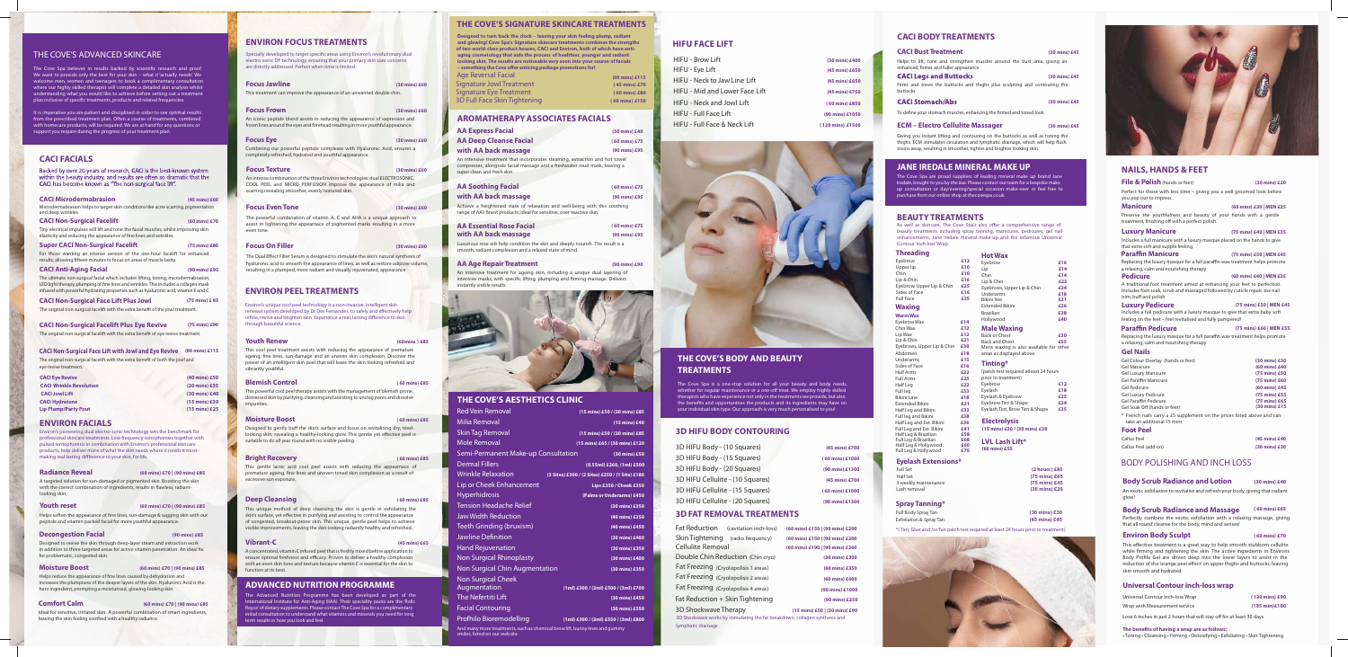# THE COVE'S ADVANCED SKINCARE

The Cove Spa believes in results backed by scientific research and proof. We want to provide only the best for your skin – what it 'actually needs'. We welcome men, women and teenagers to book a complimentary consultation where our highly skilled therapist will complete a detailed skin analysis whilst understanding what you would like to achieve before setting out a treatment plan inclusive of specific treatments, products and related frequencies.

It is imperative you are patient and disciplined in order to see optimal results from the prescribed treatment plan. Often a course of treatments, combined with homecare products, will be required. We are at hand for any questions or support you require during the progress of your treatment plan.

## CACI FACIALS

Backed by over 20 years of research, CACI is the best-known system within the beauty industry and results are often so dramatic that the CACI has become known as "The non-surgical face lift".

**CACI Microdermabrasion** (45 mins) £60
Microdermabrasion helps to target skin conditions like acne scarring, pigmentation and deep wrinkles.

**CACI Non-Surgical Facelift** (60 mins) £70
Tiny electrical impulses will lift and tone the facial muscles, whilst improving skin elasticity and reducing the appearance of fine lines and wrinkles.

**Super CACI Non-Surgical Facelift** (75 mins) £80
For those wanting an intense version of the one-hour facelift for enhanced results, allowing fifteen minutes to focus on areas of muscle laxity.

**CACI Anti-Aging Facial** (90 mins) £95
The ultimate non-surgical facial which includes lifting, toning, microdermabrasion, LED light therapy, plumping of fine lines and wrinkles. This includes a collagen mask infused with powerful hydrating properties such as hyaluronic acid, vitamin E and C

**CACI Non-Surgical Face Lift Plus Jowl** (75 mins) £85
The original non-surgical facelift with the extra benefit of the jowl treatment.

**CACI Non-Surgical Facelift Plus Eye Revive** (75 mins) £90
The original non-surgical facelift with the extra benefit of eye revive treatment.

**CACI Non-Surgical Face Lift with Jowl and Eye Revive** (90 mins) £115
The original non-surgical facelift with the extra benefit of both the jowl and eye revive treatment.

| | |
|---|---|
| CACI Eye Revive | (40 mins) £50 |
| CACI Wrinkle Revolution | (20 mins) £35 |
| CACI Jowl Lift | (30 mins) £40 |
| CACI Hydratone | (15 mins) £30 |
| Lip Plump/Party Pout | (15 mins) £25 |

## ENVIRON FACIALS

Environ's pioneering dual electro-sonic technology sets the benchmark for professional skincare treatments. Low frequency sonophoresis together with pulsed iontophoresis in combination with Environ's professional skincare products, help deliver more of what the skin needs where it needs it most – making real lasting difference to your skin, for life.

**Radiance Reveal** (60 mins) £70 | (90 mins) £85
A targeted solution for sun-damaged or pigmented skin. Boosting the skin with the correct combination of ingredients, results in flawless, radiant-looking skin.

**Youth reset** (60 mins) £70 | (90 mins) £85
Helps soften the appearance of fine lines, sun-damage & sagging skin with our peptide and vitamin packed facial for more youthful appearance.

**Decongestion Facial** (90 mins) £85
Designed to renew the skin through deep-layer steam and extraction work in addition to three targeted areas for active vitamin penetration. An ideal fix for problematic, congested skin.

**Moisture Boost** (60 mins) £70 | (90 mins) £85
Helps reduce the appearance of fine lines caused by dehydration and increases the plumpness of the deeper layers of the skin. Hyaluronic Acid is the hero ingredient, prompting a moisturised, glowing looking skin.

**Comfort Calm** (60 mins) £70 | (90 mins) £85
Ideal for sensitive, irritated skin. A powerful combination of smart ingredients, leaving the skin feeling soothed with a healthy radiance.

## ENVIRON FOCUS TREATMENTS

Specially developed to target specific areas using Environ's revolutionary dual electro-sonic DF technology, ensuring that your primary skin care concerns are directly addressed. Perfect when time is limited.

**Focus Jawline** (30 mins) £60
This treatment can improve the appearance of an unwanted double chin.

**Focus Frown** (30 mins) £60
An iconic peptide blend assists in reducing the appearance of expression and frown lines around the eyes and forehead resulting in more youthful appearance.

**Focus Eye** (30 mins) £60
Combining our powerful peptide complexes with Hyaluronic Acid, ensures a completely refreshed, hydrated and youthful appearance.

**Focus Texture** (30 mins) £60
An intense combination of the three Environ technologies dual ELECTROSONIC, COOL PEEL and MICRO PERFUSION improve the appearance of milia and scarring revealing smoother, evenly textured skin.

**Focus Even Tone** (30 mins) £60
The powerful combination of vitamin A, C and AHA is a unique approach to assist in lightening the appearance of pigmented marks resulting in a more even tone.

**Focus On Filler** (30 mins) £60
The Dual Effect Filler Serum is designed to stimulate the skin's natural synthesis of hyaluronic acid to smooth the appearance of lines, as well as restore adipose volume, resulting in a plumped, more radiant and visually rejuvenated, appearance.

## ENVIRON PEEL TREATMENTS

Environ's unique cool peel technology is a non-invasive, intelligent skin renewal system developed by Dr Des Fernandes, to safely and effectively help refine, revive and brighten skin. Experience a real, lasting difference to skin through beautiful science.

**Youth Renew** (60 mins) £85
This cool peel treatment assists with reducing the appearance of premature ageing, fine lines, sun-damage and an uneven skin complexion. Discover the power of an intelligent skin peel that will leave the skin looking refreshed and vibrantly youthful.

**Blemish Control** (40 mins) £85
This powerful cool peel therapy assists with the management of blemish prone, distressed skin by purifying, cleansing and assisting to unclog pores and dissolve impurities.

**Moisture Boost** (40 mins) £85
Designed to gently buff the skin's surface and focus on revitalising dry, tired-looking skin, revealing a healthy-looking glow. This gentle yet effective peel is suitable to do all year round with no visible peeling.

**Bright Recovery** (40 mins) £85
This gentle lactic acid cool peel assists with reducing the appearance of premature ageing, fine lines and uneven toned skin complexion as a result of excessive sun exposure.

**Deep Cleansing** (40 mins) £85
This unique method of deep cleansing the skin is gentle in exfoliating the skin's surface, yet effective in purifying and assisting to control the appearance of congested, breakout-prone skin. This unique, gentle peel helps to achieve visible improvements, leaving the skin looking radiantly healthy and refreshed.

**Vibrant-C** (45 mins) £65
A concentrated, vitamin C infused peel that is freshly mixed before application to ensure optimal freshness and efficacy. Proven to deliver a healthy complexion with an even skin tone and texture because vitamin C is essential for the skin to function at its best.

## ADVANCED NUTRITION PROGRAMME

The Advanced Nutrition Programme has been developed as part of the International Institute for Anti-Aging (IIAA). Their specialty paste are the 'Rolls Royce' of dietary supplements. Please contact The Cove Spa for a complimentary initial consultation to understand what vitamins and minerals you need for long term results in how you look and feel.

## THE COVE'S SIGNATURE SKINCARE TREATMENTS

**Designed to turn back the clock – leaving your skin feeling plump, radiant and glowing! Cove Spa's Signature skincare treatments combines the strengths of two world-class product houses, CACI and Environ, both of which have anti-aging cosmetology that aids the process of healthier, younger and radiant looking skin. The results are noticeable and seen into your course of facials – something the Cove offer enticing package promotions for!**

| | |
|---|---|
| Age Reversal Facial | (90 mins) £115 |
| Signature Jowl Treatment | (45 mins) £70 |
| Signature Eye Treatment | (60 mins) £80 |
| 3D Full Face Skin Tightening | (60 mins) £150 |

## AROMATHERAPY ASSOCIATES FACIALS

**AA Express Facial** (30 mins) £40

**AA Deep Cleanse Facial** (60 mins) £75
**with AA back massage** (90 mins) £95
An intensive treatment that incorporates steaming, extraction and hot towel compresses, alongside facial massage and a freshwater mud mask, leaving a super-clean and fresh skin.

**AA Soothing Facial** (60 mins) £75
**with AA back massage** (90 mins) £95
Achieve a heightened state of relaxation and well-being with this soothing range of AA's finest products; ideal for sensitive, over-reactive skin.

**AA Essential Rose Facial** (60 mins) £75
**with AA back massage** (90 mins) £95
Luxurious rose oils help condition the skin and deeply nourish. The result is a smooth, radiant complexion and a relaxed state of mind.

**AA Age Repair Treatment** (90 mins) £90
An intensive treatment for ageing skin, including a unique dual layering of intensive masks, with specific lifting, plumping and firming massage. Delivers instantly visible results.

## THE COVE'S AESTHETICS CLINIC

| | |
|---|---|
| Red Vein Removal | (15 mins) £50 / (30 mins) £85 |
| Milia Removal | (15 mins) £40 |
| Skin Tag Removal | (15 mins) £50 / (30 mins) £85 |
| Mole Removal | (15 mins) £65 / (30 mins) £120 |
| Semi-Permanent Make-up Consultation | (30 mins) £50 |
| Dermal Fillers | (0.55ml) £260, (1ml) £300 |
| Wrinkle Relaxation | (3 Sites) £300 / (2 Sites) £250 / (1 Site) £180 |
| Lip or Cheek Enhancement | Lips £350 / Cheek £350 |
| Hyperhidrosis | (Palms or Underarms) £450 |
| Tension Headache Relief | (30 mins) £350 |
| Jaw Width Reduction | (40 mins) £350 |
| Teeth Grinding (bruxism) | (40 mins) £450 |
| Jawline Definition | (30 mins) £400 |
| Hand Rejuvenation | (30 mins) £350 |
| Non Surgical Rhinoplasty | (30 mins) £400 |
| Non Surgical Chin Augmentation | (30 mins) £350 |
| Non Surgical Cheek Augmentation | (1ml) £300 / (2ml) £500 / (3ml) £700 |
| The Nefertiti Lift | (30 mins) £450 |
| Facial Contouring | (30 mins) £550 |
| Profhilo Bioremodelling | (1ml) £300 / (2ml) £550 / (3ml) £800 |

And many more treatments such as chemical brow lift, bunny lines and gummy smiles, listed on our website

## HIFU FACE LIFT

| | |
|---|---|
| HIFU - Brow Lift | (30 mins) £400 |
| HIFU - Eye Lift | (45 mins) £650 |
| HIFU - Neck to Jaw Line Lift | (45 mins) £650 |
| HIFU - Mid and Lower Face Lift | (45 mins) £750 |
| HIFU - Neck and Jowl Lift | (60 mins) £850 |
| HIFU - Full Face Lift | (90 mins) £1050 |
| HIFU - Full Face & Neck Lift | (120 mins) £1500 |

## THE COVE'S BODY AND BEAUTY TREATMENTS

The Cove Spa is a one-stop solution for all your beauty and body needs, whether for regular maintenance or a one-off treat. We employ highly skilled therapists who have experience not only in the treatments we provide, but also the benefits and opportunities the products and its ingredients may have on your individual skin type. Our approach is very much personalised to you!

## 3D HIFU BODY CONTOURING

| | |
|---|---|
| 3D HIFU Body - (10 Squares) | (45 mins) £700 |
| 3D HIFU Body - (15 Squares) | (60 mins) £1000 |
| 3D HIFU Body - (20 Squares) | (90 mins) £1300 |
| 3D HIFU Cellulite - (10 Squares) | (45 mins) £700 |
| 3D HIFU Cellulite - (15 Squares) | (60 mins) £1000 |
| 3D HIFU Cellulite - (20 Squares) | (90 mins) £1300 |

## 3D FAT REMOVAL TREATMENTS

| | |
|---|---|
| Fat Reduction (cavitation inch-loss) | (60 mins) £150 \| (90 mins) £200 |
| Skin Tightening (radio frequency) | (60 mins) £150 \| (90 mins) £200 |
| Cellulite Removal | (60 mins) £190 \| (90 mins) £240 |
| Double Chin Reduction (Chin cryo) | (30 mins) £300 |
| Fat Freezing (Cryolipolisis 1 areas) | (40 mins) £350 |
| Fat Freezing (Cryolipolisis 2 areas) | (60 mins) £600 |
| Fat Freezing (Cryolipolisis 4 areas) | (90 mins) £1000 |
| Fat Reduction + Skin Tightening | (90 mins) £250 |
| 3D Shockwave Therapy | (15 mins) £50 \| (30 mins) £90 |

3D Shockwave works by stimulating the fat breakdown, collagen synthesis and lymphatic drainage.

## CACI BODY TREATMENTS

**CACI Bust Treatment** (30 mins) £45
Helps to lift, tone and strengthen muscles around the bust area, giving an enhanced, firmer and fuller appearance

**CACI Legs and Buttocks** (30 mins) £45
Firms and tones the buttocks and thighs plus sculpting and contouring the buttocks

**CACI Stomach/Abs** (30 mins) £45
To define your stomach muscles, enhancing the firmed and toned look

**ECM – Electro Cellulite Massager** (30 mins) £45
Giving you instant lifting and contouring on the buttocks as well as toning the thighs. ECM stimulates circulation and lymphatic drainage, which will help flush toxins away, resulting in smoother, tighter and brighter looking skin.

## JANE IREDALE MINERAL MAKE UP

The Cove Spa are proud suppliers of leading mineral make up brand Jane Iredale, brought to you by the spa. Please contact our team for a bespoke make up consultation or day/evening/special occasion make-over or feel free to purchase from our online shop at thecovespa.co.uk

## BEAUTY TREATMENTS

As well as skincare, The Cove Spa's also offer a comprehensive range of beauty treatments including spray tanning, manicures, pedicures, gel nail enhancements, Jane Iredale mineral make-up and the infamous Universal Contour 'Inch-loss' Wrap.

### Threading

| | |
|---|---|
| Eyebrow | £12 |
| Upper lip | £10 |
| Chin | £10 |
| Lip & Chin | £16 |
| Eyebrow, Upper Lip & Chin | £25 |
| Sides of Face | £16 |
| Full Face | £35 |

### Waxing

| | |
|---|---|
| **Warm Wax** | |
| Eyebrow Wax | £14 |
| Chin Wax | £12 |
| Lip Wax | £12 |
| Lip & Chin | £21 |
| Eyebrows, Upper Lip & Chin | £30 |
| Abdomen | £18 |
| Underarms | £15 |
| Sides of Face | £16 |
| Half Arms | £22 |
| Full Arms | £25 |
| Half Leg | £22 |
| Full Leg | £33 |
| Bikini Line | £18 |
| Extended Bikini | £21 |
| Half Leg and Bikini | £33 |
| Full Leg and Bikini | £38 |
| Half Leg and Ext. Bikini | £36 |
| Full Leg and Ext. Bikini | £41 |
| Half Leg & Brazilian | £58 |
| Full Leg & Brazilian | £68 |
| Half Leg & Hollywood | £60 |
| Full Leg & Hollywood | £70 |

### Hot Wax

| | |
|---|---|
| Eyebrow | £16 |
| Lip | £14 |
| Chin | £14 |
| Lip & Chin | £23 |
| Eyebrows, Upper Lip & Chin | £34 |
| Underarms | £18 |
| Bikini line | £21 |
| Extended Bikini | £26 |
| Brazilian | £38 |
| Hollywood | £40 |

### Male Waxing

| | |
|---|---|
| Back or Chest | £30 |
| Back and Chest | £55 |

Mens waxing is also available for other areas as displayed above.

### Tinting*

(patch test required atleast 24 hours prior to treatment)

| | |
|---|---|
| Eyebrow | £12 |
| Eyelash | £18 |
| Eyelash & Eyebrow | £25 |
| Eyebrow Tint & Shape | £24 |
| Eyelash Tint, Brow Tint & Shape | £35 |

### Electrolysis

(15 mins) £20 / (30 mins) £30

### LVL Lash Lift*

(60 mins) £55

### Eyelash Extensions*

| | |
|---|---|
| Full Set | (2 hours) £85 |
| Half Set | (75 mins) £65 |
| 3 weekly maintenance | (75 mins) £45 |
| Lash removal | (30 mins) £20 |

### Spray Tanning*

| | |
|---|---|
| Full Body Spray Tan | (30 mins) £30 |
| Exfoliation & Spray Tan | (45 mins) £45 |

*( Tint, Glue and / or Tan patch test required at least 24 hours prior to treatment)

## NAILS, HANDS & FEET

**File & Polish** (hands or feet) (30 mins) £20
Perfect for those with less time – giving you a well groomed look before you pop out to impress.

**Manicure** (60 mins) £30 | MEN £25
Preserve the youthfulness and beauty of your hands with a gentle treatment, finishing off with a perfect polish.

**Luxury Manicure** (75 mins) £40 | MEN £35
Includes a full manicure with a luxury masque placed on the hands to give that extra soft and supple feeling.

**Paraffin Manicure** (75 mins) £50 | MEN £45
Replacing the luxury masque for a full paraffin wax treatment helps promote a relaxing, calm and nourishing therapy

**Pedicure** (60 mins) £40 | MEN £35
A traditional foot treatment aimed at enhancing your feet to perfection. Includes foot soak, scrub and massaged followed by cuticle repair, toe nail trim, buff and polish.

**Luxury Pedicure** (75 mins) £50 | MEN £45
Includes a full pedicure with a luxury masque to give that extra baby soft feeling on the feet – feel revitalised and fully pampered!

**Paraffin Pedicure** (75 mins) £60 | MEN £55
Replacing the luxury masque for a full paraffin wax treatment helps promote a relaxing, calm and nourishing therapy

### Gel Nails

| | |
|---|---|
| Gel Colour Overlay (hands or feet) | (30 mins) £30 |
| Gel Manicure | (60 mins) £40 |
| Gel Luxury Manicure | (75 mins) £50 |
| Gel Paraffin Manicure | (75 mins) £60 |
| Gel Pedicure | (60 mins) £45 |
| Gel Luxury Pedicure | (75 mins) £55 |
| Gel Paraffin Pedicure | (75 mins) £65 |
| Gel Soak Off (hands or feet) | (30 mins) £15 |

* French nails carry a £5 supplement on the prices listed above and can take an additional 15 mins

### Foot Peel

| | |
|---|---|
| Callus Peel | (45 mins) £40 |
| Callus Peel (add on) | (30 mins) £30 |

## BODY POLISHING AND INCH LOSS

**Body Scrub Radiance and Lotion** (30 mins) £40
An exotic exfoliation to revitalise and refresh your body, giving that radiant glow!

**Body Scrub Radiance and Massage** (40 mins) £65
Perfectly combine the exotic exfoliation with a relaxing massage, giving that all round cleanse for the body, mind and senses!

**Environ Body Sculpt** (60 mins) £70
This effective treatment is a great way to help smooth stubborn cellulite while firming and tightening the skin. The active ingredients in Environ Body Profile Gel are driven deep into the lower layers to assist in the reduction of the 'orange peel effect' on upper thighs and buttocks; leaving skin smooth and hydrated.

**Universal Contour inch-loss wrap**

| | |
|---|---|
| Universal Contour Inch-loss Wrap | (120 mins) £90 |
| Wrap with Measurement service | (135 mins) £100 |

Lose 6 inches in just 2 hours that will stay off for at least 30 days.

**The benefits of having a wrap are as follows:**
• Toning • Cleansing • Firming • Detoxifying • Exfoliating • Skin Tightening